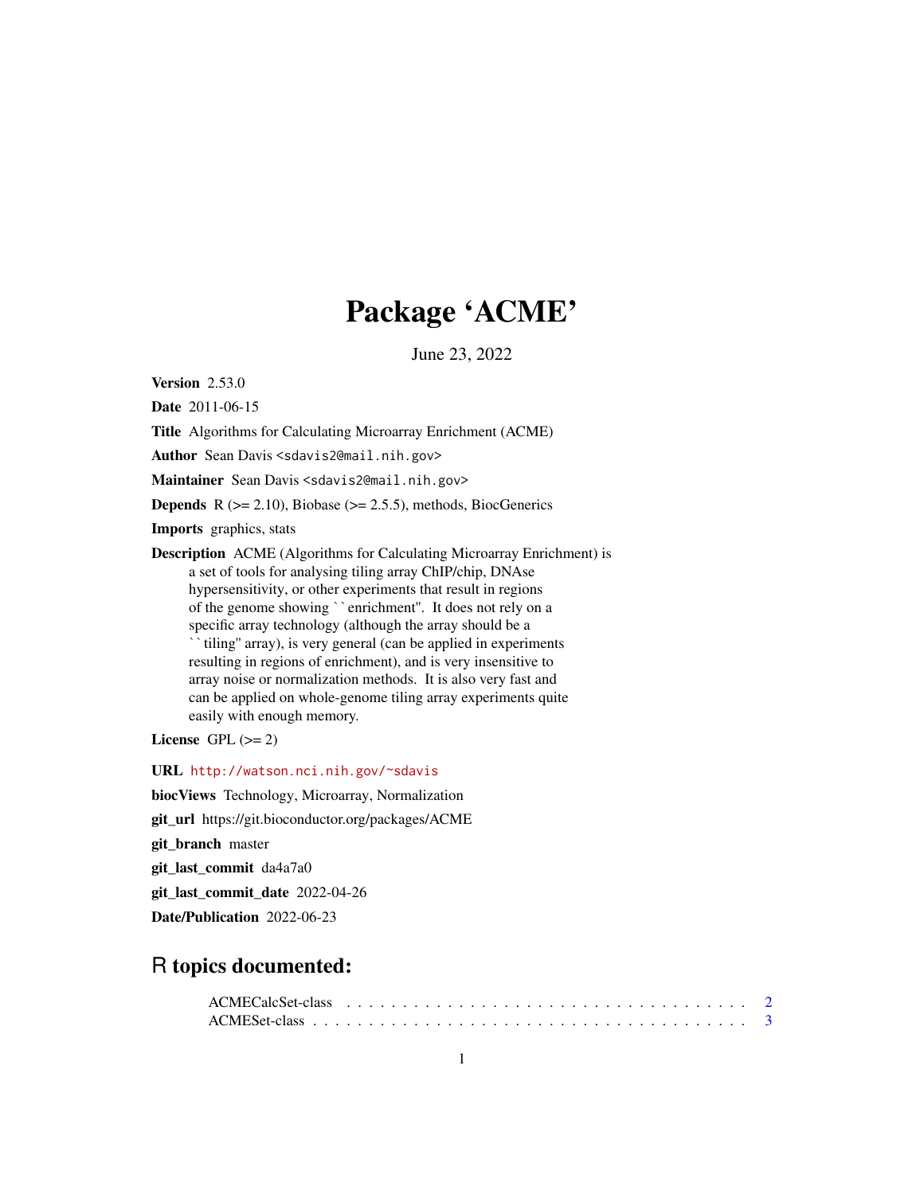# Package 'ACME'

June 23, 2022

**Version** 2.53.0

**Date** 2011-06-15

**Title** Algorithms for Calculating Microarray Enrichment (ACME)

**Author** Sean Davis <sdavis2@mail.nih.gov>

**Maintainer** Sean Davis <sdavis2@mail.nih.gov>

**Depends** R (>= 2.10), Biobase (>= 2.5.5), methods, BiocGenerics

**Imports** graphics, stats

**Description** ACME (Algorithms for Calculating Microarray Enrichment) is a set of tools for analysing tiling array ChIP/chip, DNAse hypersensitivity, or other experiments that result in regions of the genome showing ``enrichment''. It does not rely on a specific array technology (although the array should be a ``tiling'' array), is very general (can be applied in experiments resulting in regions of enrichment), and is very insensitive to array noise or normalization methods. It is also very fast and can be applied on whole-genome tiling array experiments quite easily with enough memory.

**License** GPL (>= 2)

**URL** http://watson.nci.nih.gov/~sdavis

**biocViews** Technology, Microarray, Normalization

**git_url** https://git.bioconductor.org/packages/ACME

**git_branch** master

**git_last_commit** da4a7a0

**git_last_commit_date** 2022-04-26

**Date/Publication** 2022-06-23

## R topics documented:

ACMECalcSet-class . . . . . . . . . . . . . . . . . . . . . . . . . . . . . . . . . . . 2
ACMESet-class . . . . . . . . . . . . . . . . . . . . . . . . . . . . . . . . . . . . . 3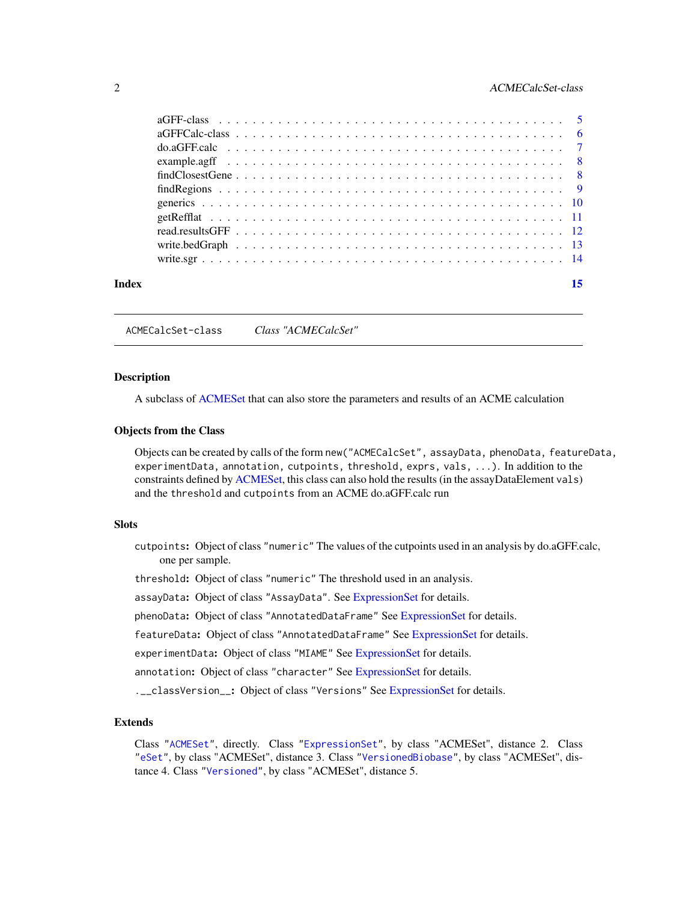aGFF-class . . . . . . . . . . . . . . . . . . . . . . . . . . . . . . . . . . . . . . 5
aGFFCalc-class . . . . . . . . . . . . . . . . . . . . . . . . . . . . . . . . . . . . 6
do.aGFF.calc . . . . . . . . . . . . . . . . . . . . . . . . . . . . . . . . . . . . . 7
example.agff . . . . . . . . . . . . . . . . . . . . . . . . . . . . . . . . . . . . . 8
findClosestGene . . . . . . . . . . . . . . . . . . . . . . . . . . . . . . . . . . . . 8
findRegions . . . . . . . . . . . . . . . . . . . . . . . . . . . . . . . . . . . . . . 9
generics . . . . . . . . . . . . . . . . . . . . . . . . . . . . . . . . . . . . . . . 10
getRefflat . . . . . . . . . . . . . . . . . . . . . . . . . . . . . . . . . . . . . . 11
read.resultsGFF . . . . . . . . . . . . . . . . . . . . . . . . . . . . . . . . . . . 12
write.bedGraph . . . . . . . . . . . . . . . . . . . . . . . . . . . . . . . . . . . . 13
write.sgr . . . . . . . . . . . . . . . . . . . . . . . . . . . . . . . . . . . . . . . 14

**Index** **15**

---

`ACMECalcSet-class` *Class "ACMECalcSet"*

---

### Description

A subclass of ACMESet that can also store the parameters and results of an ACME calculation

### Objects from the Class

Objects can be created by calls of the form `new("ACMECalcSet", assayData, phenoData, featureData, experimentData, annotation, cutpoints, threshold, exprs, vals, ...)`. In addition to the constraints defined by ACMESet, this class can also hold the results (in the assayDataElement `vals`) and the `threshold` and `cutpoints` from an ACME do.aGFF.calc run

### Slots

`cutpoints`: Object of class `"numeric"` The values of the cutpoints used in an analysis by do.aGFF.calc, one per sample.

`threshold`: Object of class `"numeric"` The threshold used in an analysis.

`assayData`: Object of class `"AssayData"`. See ExpressionSet for details.

`phenoData`: Object of class `"AnnotatedDataFrame"` See ExpressionSet for details.

`featureData`: Object of class `"AnnotatedDataFrame"` See ExpressionSet for details.

`experimentData`: Object of class `"MIAME"` See ExpressionSet for details.

`annotation`: Object of class `"character"` See ExpressionSet for details.

`.__classVersion__`: Object of class `"Versions"` See ExpressionSet for details.

### Extends

Class `"ACMESet"`, directly. Class `"ExpressionSet"`, by class "ACMESet", distance 2. Class `"eSet"`, by class "ACMESet", distance 3. Class `"VersionedBiobase"`, by class "ACMESet", distance 4. Class `"Versioned"`, by class "ACMESet", distance 5.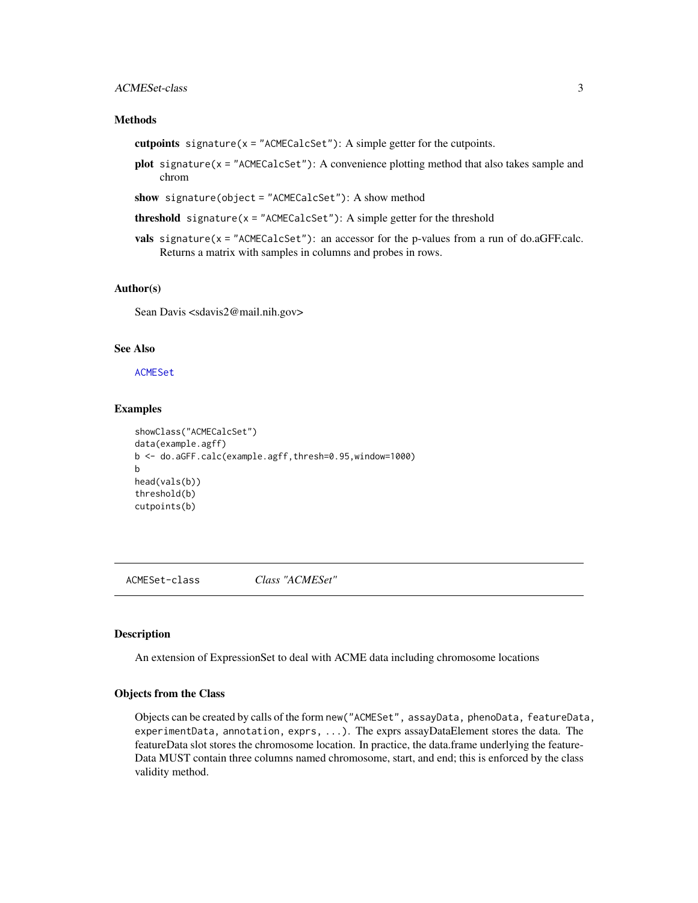### Methods

**cutpoints** `signature(x = "ACMECalcSet")`: A simple getter for the cutpoints.

**plot** `signature(x = "ACMECalcSet")`: A convenience plotting method that also takes sample and chrom

**show** `signature(object = "ACMECalcSet")`: A show method

**threshold** `signature(x = "ACMECalcSet")`: A simple getter for the threshold

**vals** `signature(x = "ACMECalcSet")`: an accessor for the p-values from a run of do.aGFF.calc. Returns a matrix with samples in columns and probes in rows.

### Author(s)

Sean Davis <sdavis2@mail.nih.gov>

### See Also

`ACMESet`

### Examples

```
showClass("ACMECalcSet")
data(example.agff)
b <- do.aGFF.calc(example.agff,thresh=0.95,window=1000)
b
head(vals(b))
threshold(b)
cutpoints(b)
```

---

## ACMESet-class *Class "ACMESet"*

### Description

An extension of ExpressionSet to deal with ACME data including chromosome locations

### Objects from the Class

Objects can be created by calls of the form `new("ACMESet", assayData, phenoData, featureData, experimentData, annotation, exprs, ...)`. The exprs assayDataElement stores the data. The featureData slot stores the chromosome location. In practice, the data.frame underlying the featureData MUST contain three columns named chromosome, start, and end; this is enforced by the class validity method.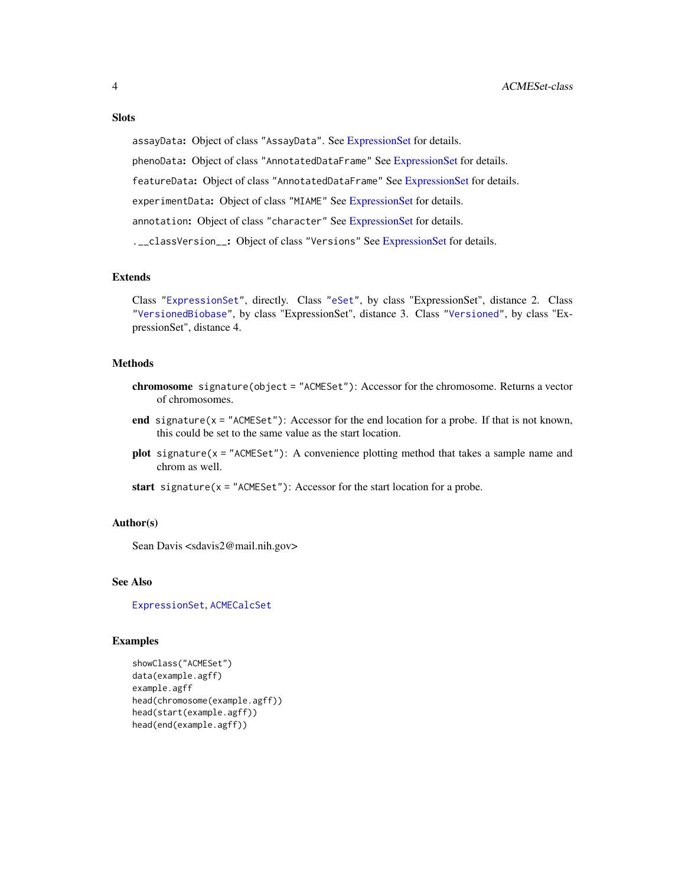## Slots

`assayData`: Object of class "AssayData". See ExpressionSet for details.

`phenoData`: Object of class "AnnotatedDataFrame" See ExpressionSet for details.

`featureData`: Object of class "AnnotatedDataFrame" See ExpressionSet for details.

`experimentData`: Object of class "MIAME" See ExpressionSet for details.

`annotation`: Object of class "character" See ExpressionSet for details.

`.__classVersion__`: Object of class "Versions" See ExpressionSet for details.

## Extends

Class "ExpressionSet", directly. Class "eSet", by class "ExpressionSet", distance 2. Class "VersionedBiobase", by class "ExpressionSet", distance 3. Class "Versioned", by class "ExpressionSet", distance 4.

## Methods

**chromosome** `signature(object = "ACMESet")`: Accessor for the chromosome. Returns a vector of chromosomes.

**end** `signature(x = "ACMESet")`: Accessor for the end location for a probe. If that is not known, this could be set to the same value as the start location.

**plot** `signature(x = "ACMESet")`: A convenience plotting method that takes a sample name and chrom as well.

**start** `signature(x = "ACMESet")`: Accessor for the start location for a probe.

## Author(s)

Sean Davis <sdavis2@mail.nih.gov>

## See Also

ExpressionSet, ACMECalcSet

## Examples

```
showClass("ACMESet")
data(example.agff)
example.agff
head(chromosome(example.agff))
head(start(example.agff))
head(end(example.agff))
```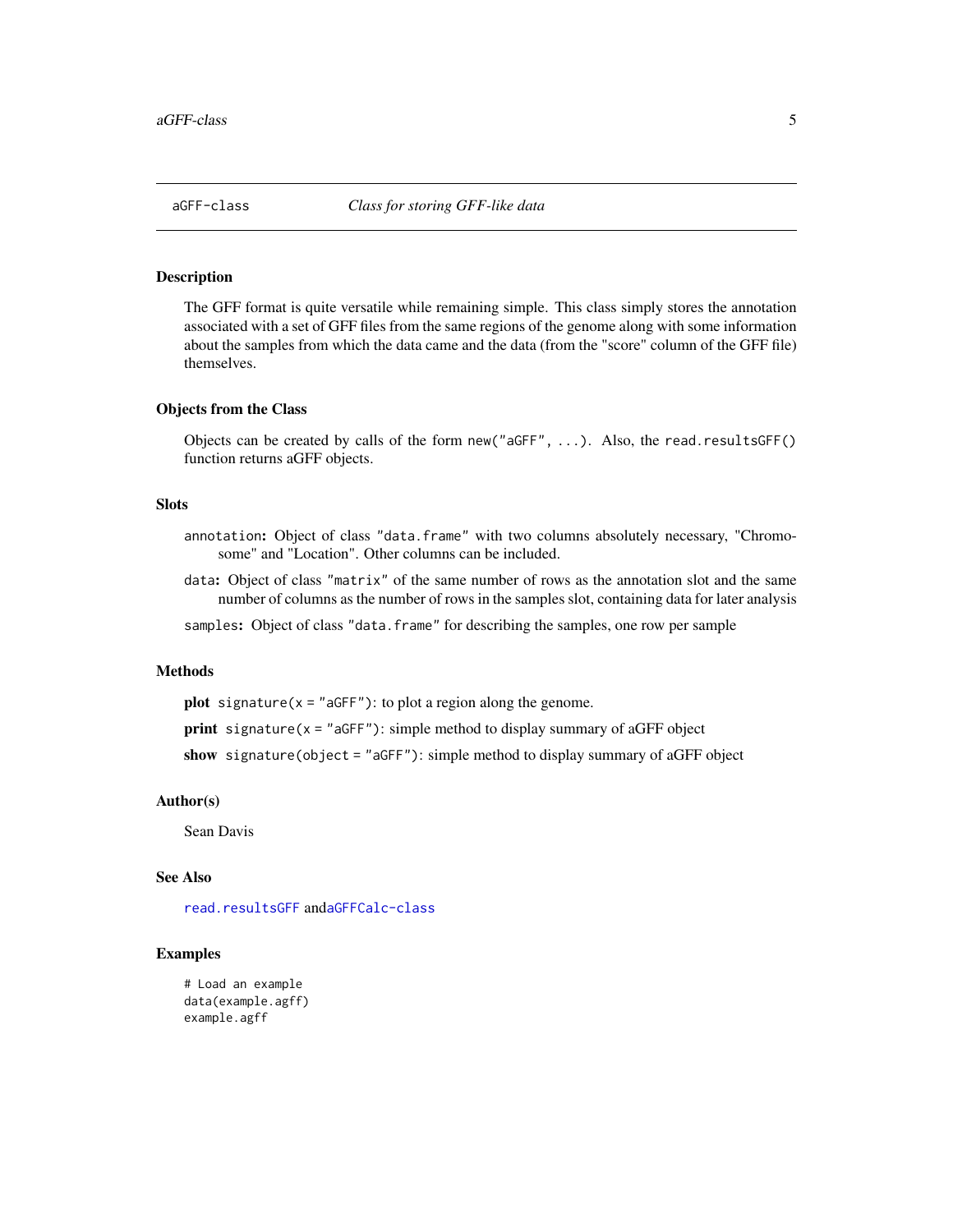## aGFF-class    *Class for storing GFF-like data*

### Description

The GFF format is quite versatile while remaining simple. This class simply stores the annotation associated with a set of GFF files from the same regions of the genome along with some information about the samples from which the data came and the data (from the "score" column of the GFF file) themselves.

### Objects from the Class

Objects can be created by calls of the form `new("aGFF", ...)`. Also, the `read.resultsGFF()` function returns aGFF objects.

### Slots

`annotation`: Object of class `"data.frame"` with two columns absolutely necessary, "Chromosome" and "Location". Other columns can be included.

`data`: Object of class `"matrix"` of the same number of rows as the annotation slot and the same number of columns as the number of rows in the samples slot, containing data for later analysis

`samples`: Object of class `"data.frame"` for describing the samples, one row per sample

### Methods

**plot** `signature(x = "aGFF")`: to plot a region along the genome.

**print** `signature(x = "aGFF")`: simple method to display summary of aGFF object

**show** `signature(object = "aGFF")`: simple method to display summary of aGFF object

### Author(s)

Sean Davis

### See Also

`read.resultsGFF` and`aGFFCalc-class`

### Examples

```
# Load an example
data(example.agff)
example.agff
```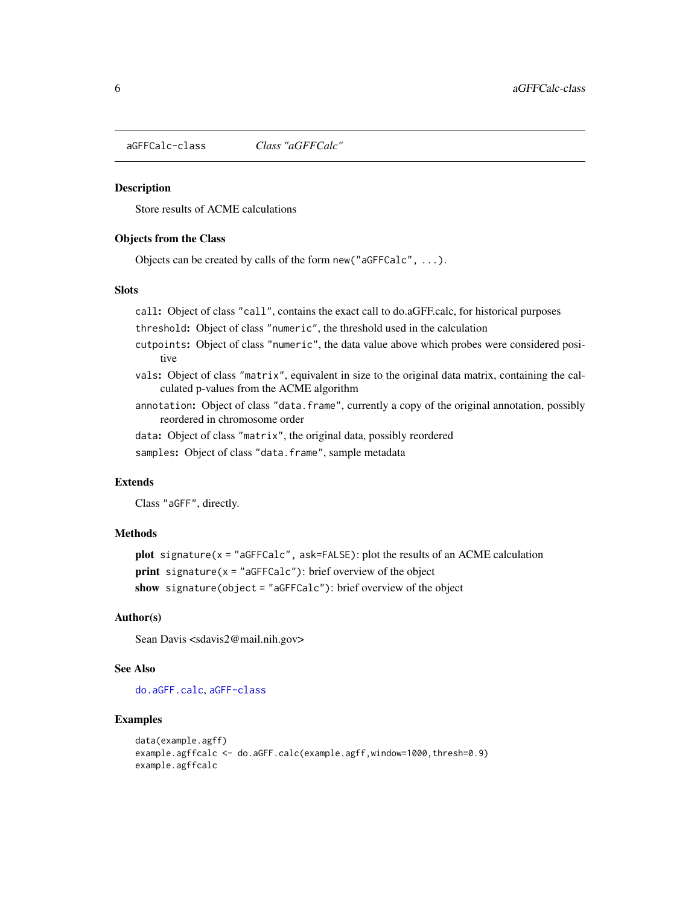## aGFFCalc-class    *Class "aGFFCalc"*

### Description

Store results of ACME calculations

### Objects from the Class

Objects can be created by calls of the form `new("aGFFCalc", ...)`.

### Slots

- `call`: Object of class `"call"`, contains the exact call to do.aGFF.calc, for historical purposes
- `threshold`: Object of class `"numeric"`, the threshold used in the calculation
- `cutpoints`: Object of class `"numeric"`, the data value above which probes were considered positive
- `vals`: Object of class `"matrix"`, equivalent in size to the original data matrix, containing the calculated p-values from the ACME algorithm
- `annotation`: Object of class `"data.frame"`, currently a copy of the original annotation, possibly reordered in chromosome order
- `data`: Object of class `"matrix"`, the original data, possibly reordered
- `samples`: Object of class `"data.frame"`, sample metadata

### Extends

Class `"aGFF"`, directly.

### Methods

- **plot** `signature(x = "aGFFCalc", ask=FALSE)`: plot the results of an ACME calculation
- **print** `signature(x = "aGFFCalc")`: brief overview of the object
- **show** `signature(object = "aGFFCalc")`: brief overview of the object

### Author(s)

Sean Davis <sdavis2@mail.nih.gov>

### See Also

`do.aGFF.calc`, `aGFF-class`

### Examples

```
data(example.agff)
example.agffcalc <- do.aGFF.calc(example.agff,window=1000,thresh=0.9)
example.agffcalc
```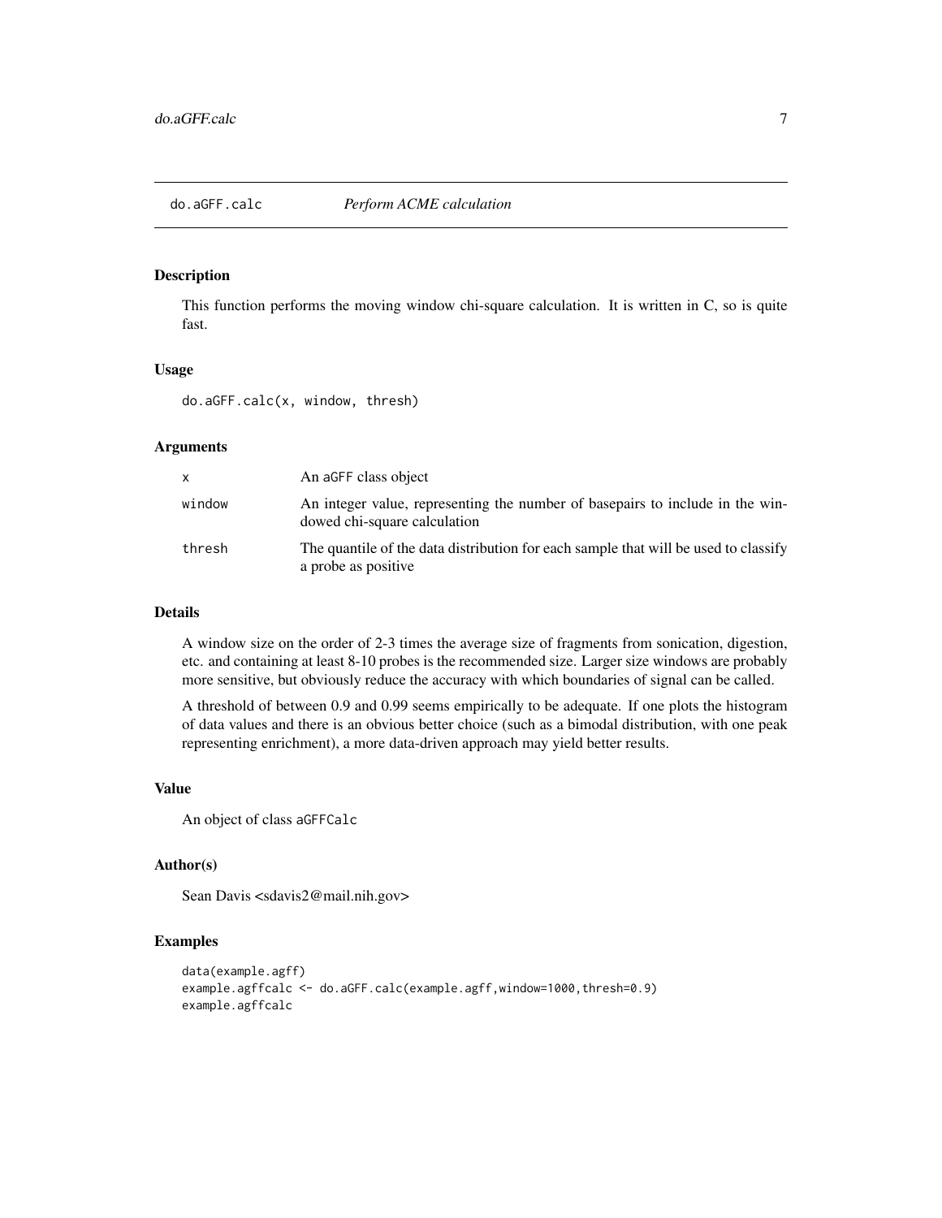# do.aGFF.calc — *Perform ACME calculation*

## Description

This function performs the moving window chi-square calculation. It is written in C, so is quite fast.

## Usage

```
do.aGFF.calc(x, window, thresh)
```

## Arguments

| | |
|---|---|
| `x` | An `aGFF` class object |
| `window` | An integer value, representing the number of basepairs to include in the windowed chi-square calculation |
| `thresh` | The quantile of the data distribution for each sample that will be used to classify a probe as positive |

## Details

A window size on the order of 2-3 times the average size of fragments from sonication, digestion, etc. and containing at least 8-10 probes is the recommended size. Larger size windows are probably more sensitive, but obviously reduce the accuracy with which boundaries of signal can be called.

A threshold of between 0.9 and 0.99 seems empirically to be adequate. If one plots the histogram of data values and there is an obvious better choice (such as a bimodal distribution, with one peak representing enrichment), a more data-driven approach may yield better results.

## Value

An object of class `aGFFCalc`

## Author(s)

Sean Davis <sdavis2@mail.nih.gov>

## Examples

```
data(example.agff)
example.agffcalc <- do.aGFF.calc(example.agff,window=1000,thresh=0.9)
example.agffcalc
```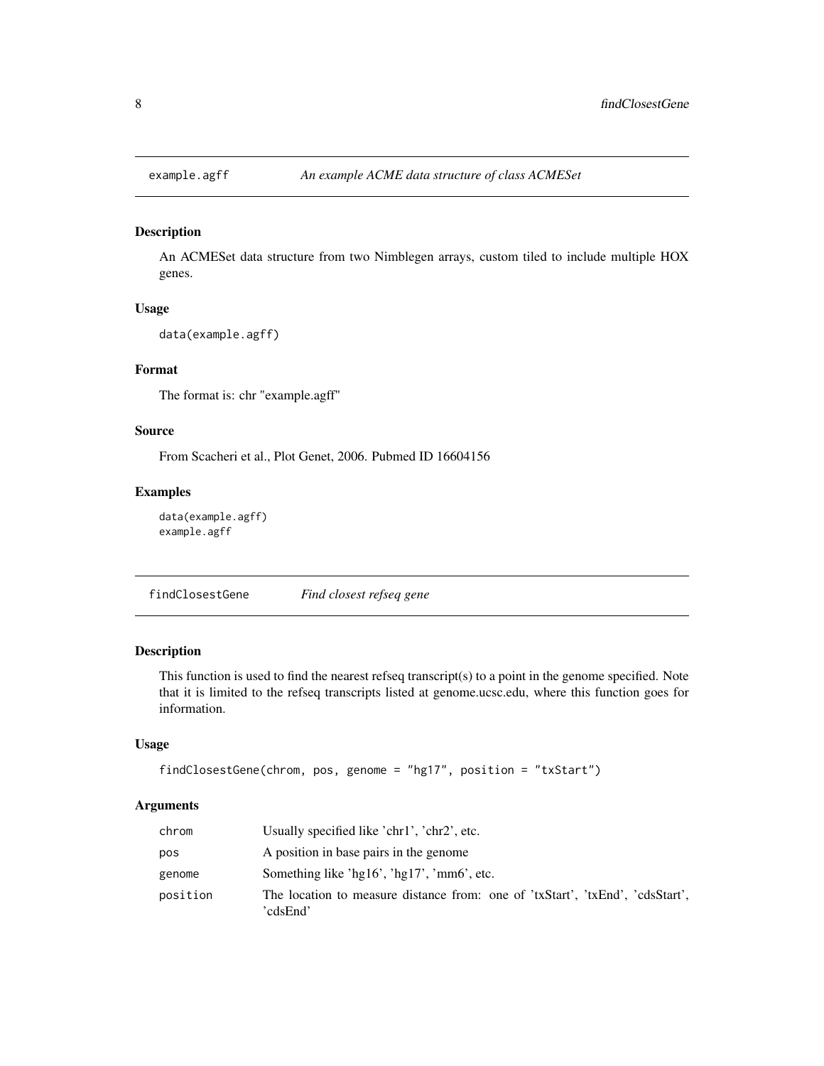## example.agff — *An example ACME data structure of class ACMESet*

### Description

An ACMESet data structure from two Nimblegen arrays, custom tiled to include multiple HOX genes.

### Usage

```
data(example.agff)
```

### Format

The format is: chr "example.agff"

### Source

From Scacheri et al., Plot Genet, 2006. Pubmed ID 16604156

### Examples

```
data(example.agff)
example.agff
```

## findClosestGene — *Find closest refseq gene*

### Description

This function is used to find the nearest refseq transcript(s) to a point in the genome specified. Note that it is limited to the refseq transcripts listed at genome.ucsc.edu, where this function goes for information.

### Usage

```
findClosestGene(chrom, pos, genome = "hg17", position = "txStart")
```

### Arguments

| | |
|---|---|
| chrom | Usually specified like 'chr1', 'chr2', etc. |
| pos | A position in base pairs in the genome |
| genome | Something like 'hg16', 'hg17', 'mm6', etc. |
| position | The location to measure distance from: one of 'txStart', 'txEnd', 'cdsStart', 'cdsEnd' |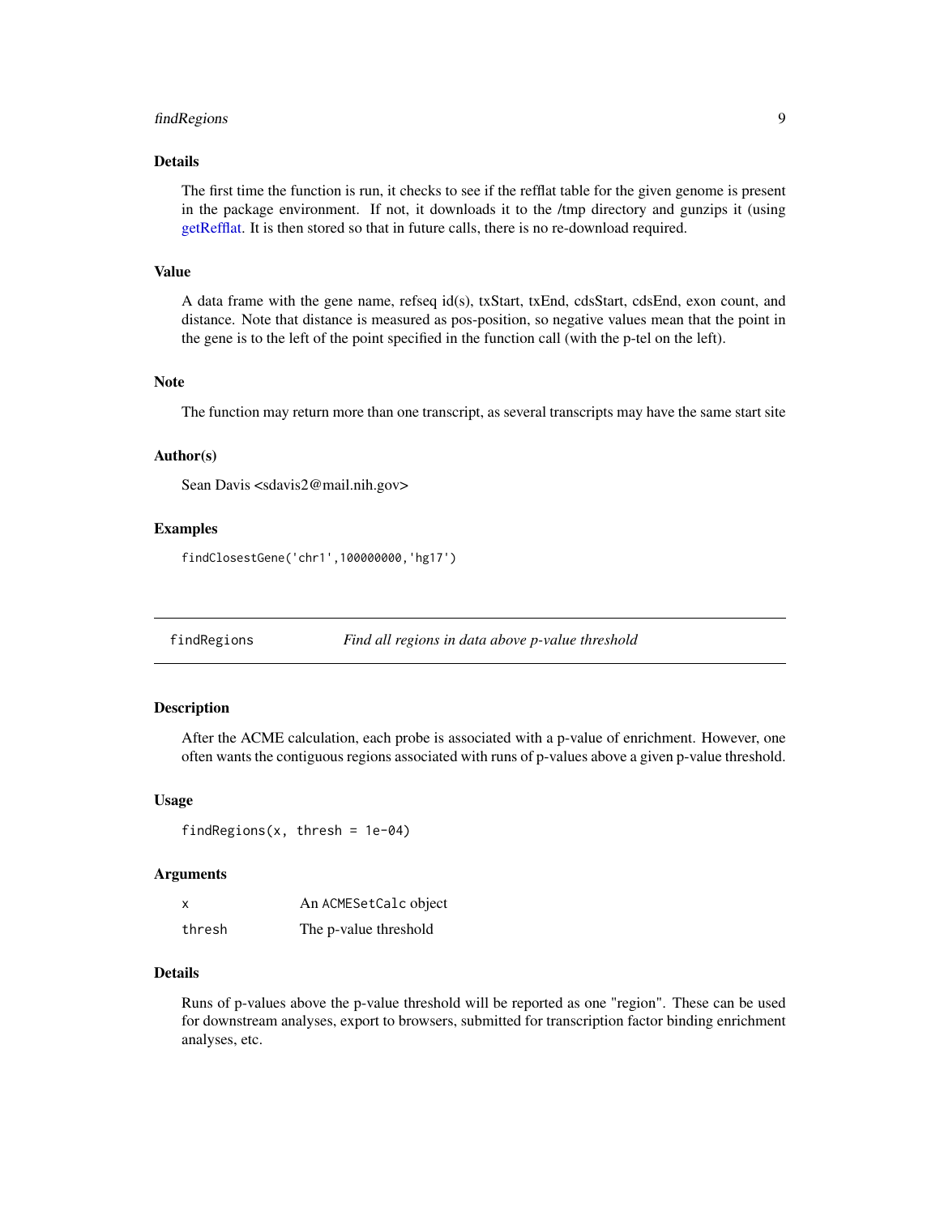### Details

The first time the function is run, it checks to see if the refflat table for the given genome is present in the package environment. If not, it downloads it to the /tmp directory and gunzips it (using getRefflat. It is then stored so that in future calls, there is no re-download required.

### Value

A data frame with the gene name, refseq id(s), txStart, txEnd, cdsStart, cdsEnd, exon count, and distance. Note that distance is measured as pos-position, so negative values mean that the point in the gene is to the left of the point specified in the function call (with the p-tel on the left).

### Note

The function may return more than one transcript, as several transcripts may have the same start site

### Author(s)

Sean Davis <sdavis2@mail.nih.gov>

### Examples

```
findClosestGene('chr1',100000000,'hg17')
```

---

## findRegions — *Find all regions in data above p-value threshold*

### Description

After the ACME calculation, each probe is associated with a p-value of enrichment. However, one often wants the contiguous regions associated with runs of p-values above a given p-value threshold.

### Usage

```
findRegions(x, thresh = 1e-04)
```

### Arguments

| | |
|---|---|
| `x` | An `ACMESetCalc` object |
| `thresh` | The p-value threshold |

### Details

Runs of p-values above the p-value threshold will be reported as one "region". These can be used for downstream analyses, export to browsers, submitted for transcription factor binding enrichment analyses, etc.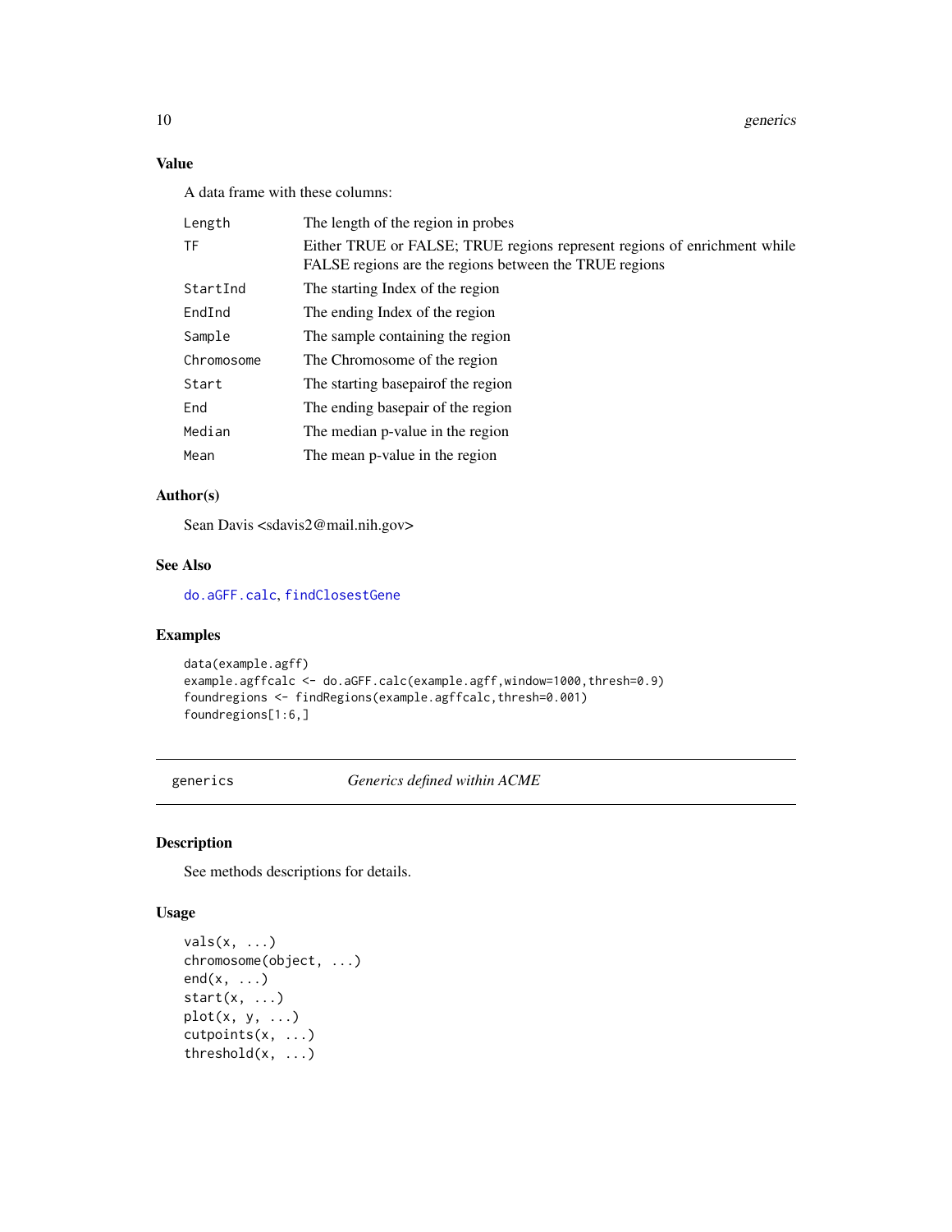### Value

A data frame with these columns:

| | |
|---|---|
| Length | The length of the region in probes |
| TF | Either TRUE or FALSE; TRUE regions represent regions of enrichment while FALSE regions are the regions between the TRUE regions |
| StartInd | The starting Index of the region |
| EndInd | The ending Index of the region |
| Sample | The sample containing the region |
| Chromosome | The Chromosome of the region |
| Start | The starting basepairof the region |
| End | The ending basepair of the region |
| Median | The median p-value in the region |
| Mean | The mean p-value in the region |

### Author(s)

Sean Davis <sdavis2@mail.nih.gov>

### See Also

do.aGFF.calc, findClosestGene

### Examples

```
data(example.agff)
example.agffcalc <- do.aGFF.calc(example.agff,window=1000,thresh=0.9)
foundregions <- findRegions(example.agffcalc,thresh=0.001)
foundregions[1:6,]
```

---

## generics    *Generics defined within ACME*

---

### Description

See methods descriptions for details.

### Usage

```
vals(x, ...)
chromosome(object, ...)
end(x, ...)
start(x, ...)
plot(x, y, ...)
cutpoints(x, ...)
threshold(x, ...)
```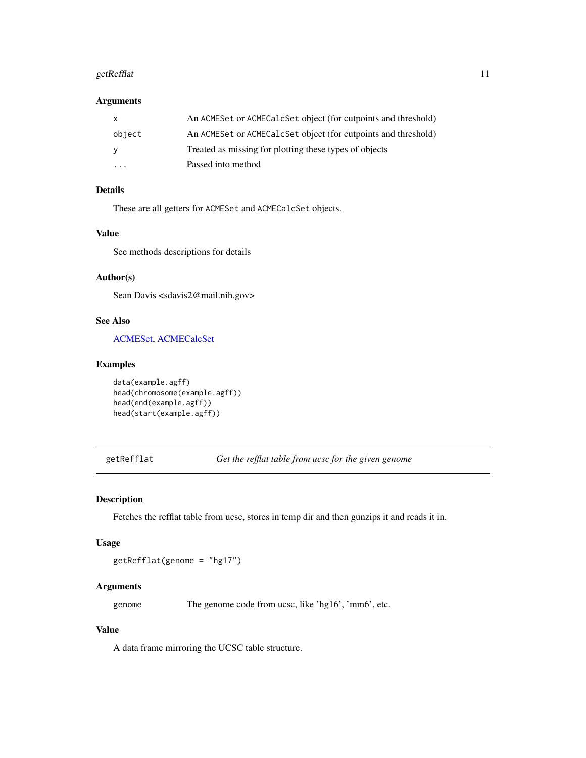### Arguments

| | |
|---|---|
| `x` | An `ACMESet` or `ACMECalcSet` object (for cutpoints and threshold) |
| `object` | An `ACMESet` or `ACMECalcSet` object (for cutpoints and threshold) |
| `y` | Treated as missing for plotting these types of objects |
| `...` | Passed into method |

### Details

These are all getters for `ACMESet` and `ACMECalcSet` objects.

### Value

See methods descriptions for details

### Author(s)

Sean Davis <sdavis2@mail.nih.gov>

### See Also

ACMESet, ACMECalcSet

### Examples

```
data(example.agff)
head(chromosome(example.agff))
head(end(example.agff))
head(start(example.agff))
```

---

## `getRefflat` — *Get the refflat table from ucsc for the given genome*

---

### Description

Fetches the refflat table from ucsc, stores in temp dir and then gunzips it and reads it in.

### Usage

```
getRefflat(genome = "hg17")
```

### Arguments

| | |
|---|---|
| `genome` | The genome code from ucsc, like 'hg16', 'mm6', etc. |

### Value

A data frame mirroring the UCSC table structure.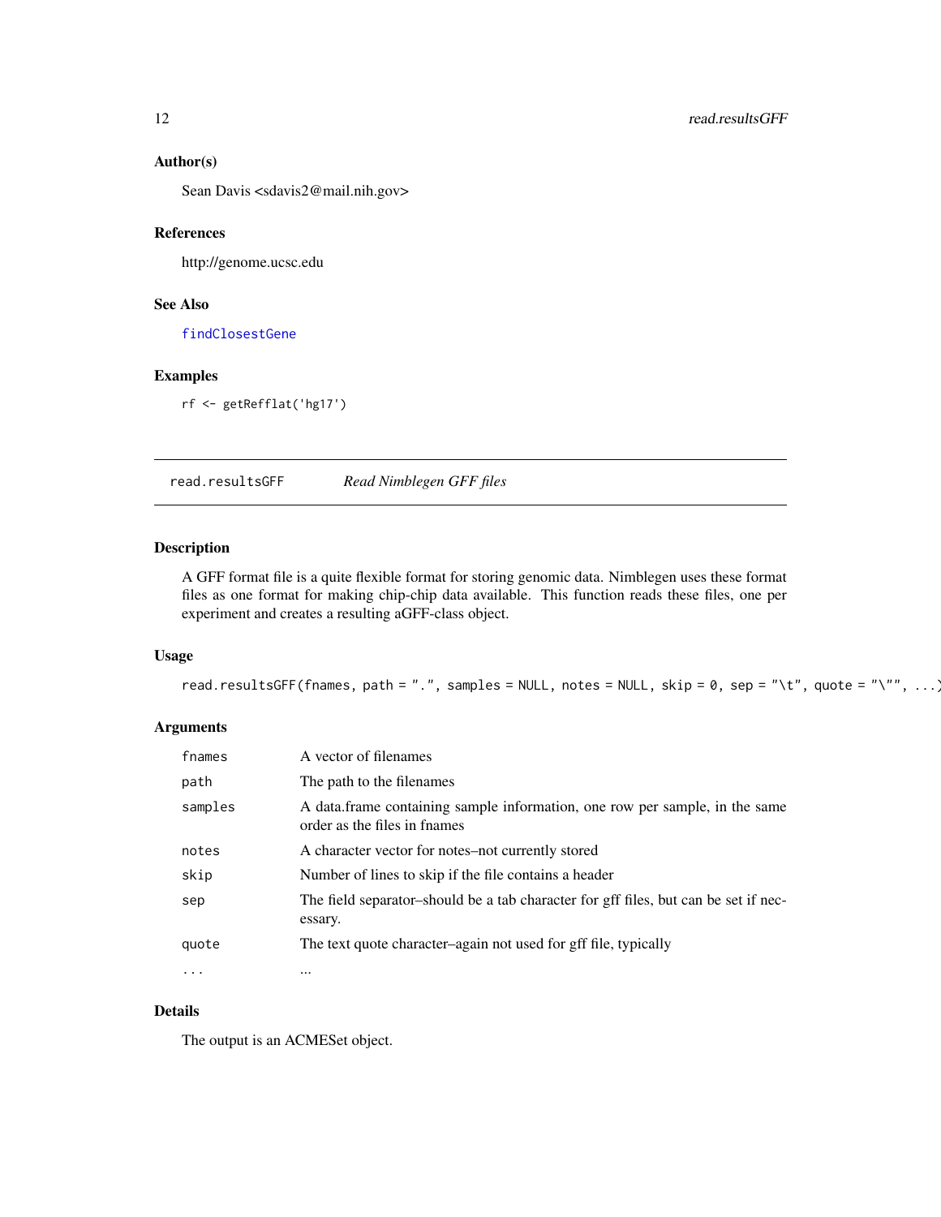### Author(s)

Sean Davis <sdavis2@mail.nih.gov>

### References

http://genome.ucsc.edu

### See Also

findClosestGene

### Examples

```
rf <- getRefflat('hg17')
```

## read.resultsGFF — *Read Nimblegen GFF files*

### Description

A GFF format file is a quite flexible format for storing genomic data. Nimblegen uses these format files as one format for making chip-chip data available. This function reads these files, one per experiment and creates a resulting aGFF-class object.

### Usage

```
read.resultsGFF(fnames, path = ".", samples = NULL, notes = NULL, skip = 0, sep = "\t", quote = "\"", ...)
```

### Arguments

| | |
|---|---|
| fnames | A vector of filenames |
| path | The path to the filenames |
| samples | A data.frame containing sample information, one row per sample, in the same order as the files in fnames |
| notes | A character vector for notes–not currently stored |
| skip | Number of lines to skip if the file contains a header |
| sep | The field separator–should be a tab character for gff files, but can be set if necessary. |
| quote | The text quote character–again not used for gff file, typically |
| ... | ... |

### Details

The output is an ACMESet object.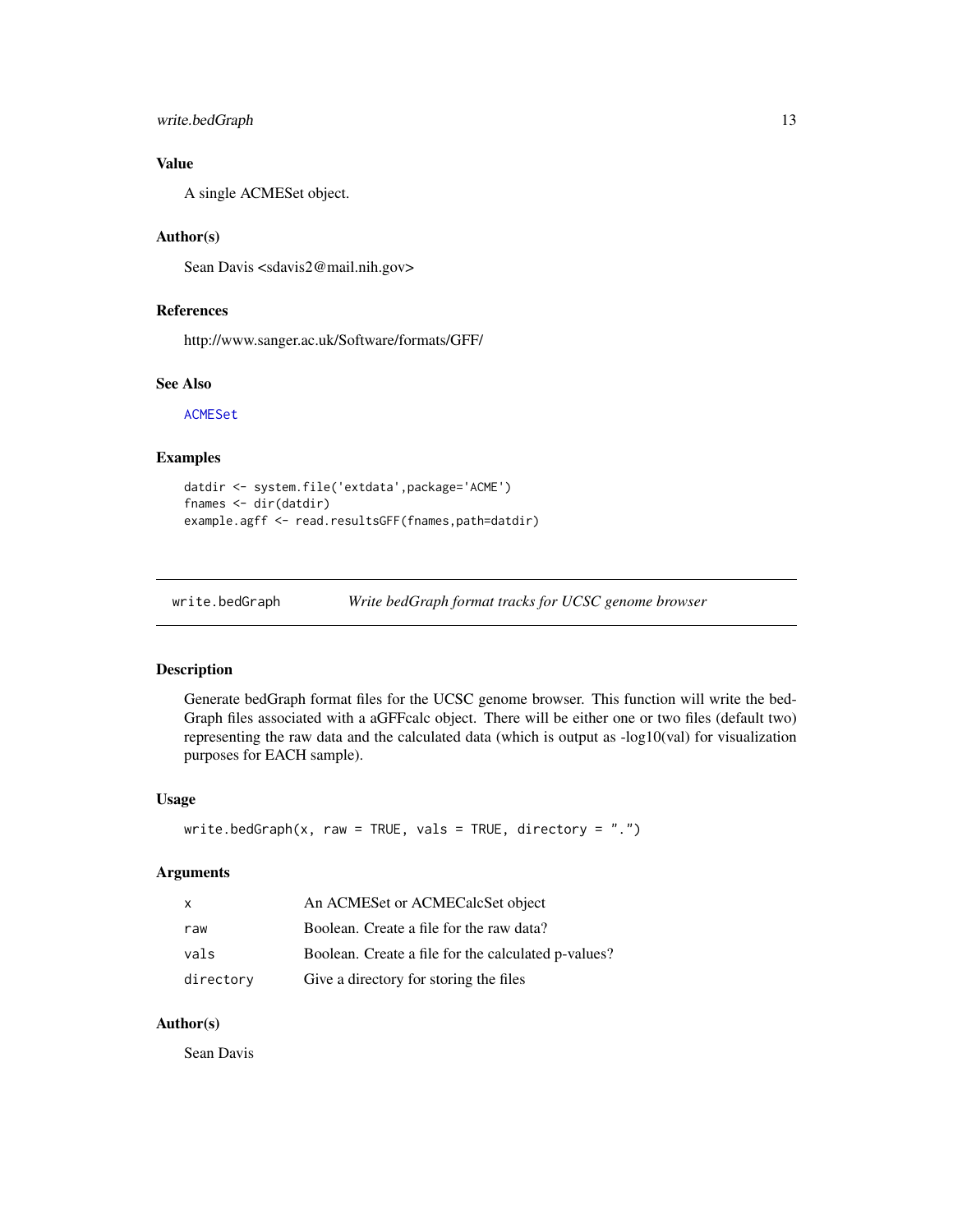### Value

A single ACMESet object.

### Author(s)

Sean Davis <sdavis2@mail.nih.gov>

### References

http://www.sanger.ac.uk/Software/formats/GFF/

### See Also

ACMESet

### Examples

```
datdir <- system.file('extdata',package='ACME')
fnames <- dir(datdir)
example.agff <- read.resultsGFF(fnames,path=datdir)
```

---

## write.bedGraph *Write bedGraph format tracks for UCSC genome browser*

---

### Description

Generate bedGraph format files for the UCSC genome browser. This function will write the bed-Graph files associated with a aGFFcalc object. There will be either one or two files (default two) representing the raw data and the calculated data (which is output as -log10(val) for visualization purposes for EACH sample).

### Usage

```
write.bedGraph(x, raw = TRUE, vals = TRUE, directory = ".")
```

### Arguments

| | |
|---|---|
| x | An ACMESet or ACMECalcSet object |
| raw | Boolean. Create a file for the raw data? |
| vals | Boolean. Create a file for the calculated p-values? |
| directory | Give a directory for storing the files |

### Author(s)

Sean Davis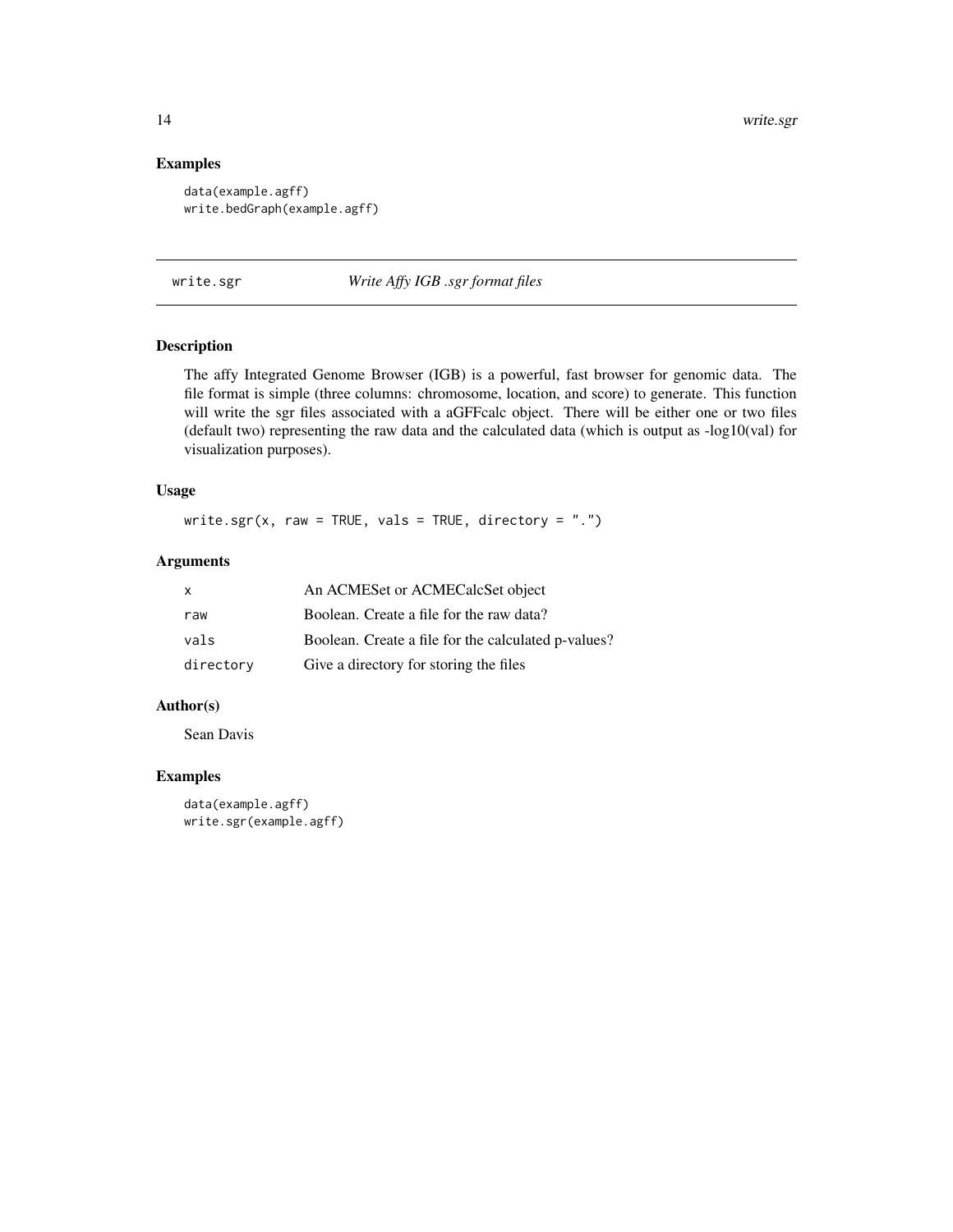## Examples

```
data(example.agff)
write.bedGraph(example.agff)
```

# write.sgr *Write Affy IGB .sgr format files*

## Description

The affy Integrated Genome Browser (IGB) is a powerful, fast browser for genomic data. The file format is simple (three columns: chromosome, location, and score) to generate. This function will write the sgr files associated with a aGFFcalc object. There will be either one or two files (default two) representing the raw data and the calculated data (which is output as -log10(val) for visualization purposes).

## Usage

```
write.sgr(x, raw = TRUE, vals = TRUE, directory = ".")
```

## Arguments

| | |
|---|---|
| x | An ACMESet or ACMECalcSet object |
| raw | Boolean. Create a file for the raw data? |
| vals | Boolean. Create a file for the calculated p-values? |
| directory | Give a directory for storing the files |

## Author(s)

Sean Davis

## Examples

```
data(example.agff)
write.sgr(example.agff)
```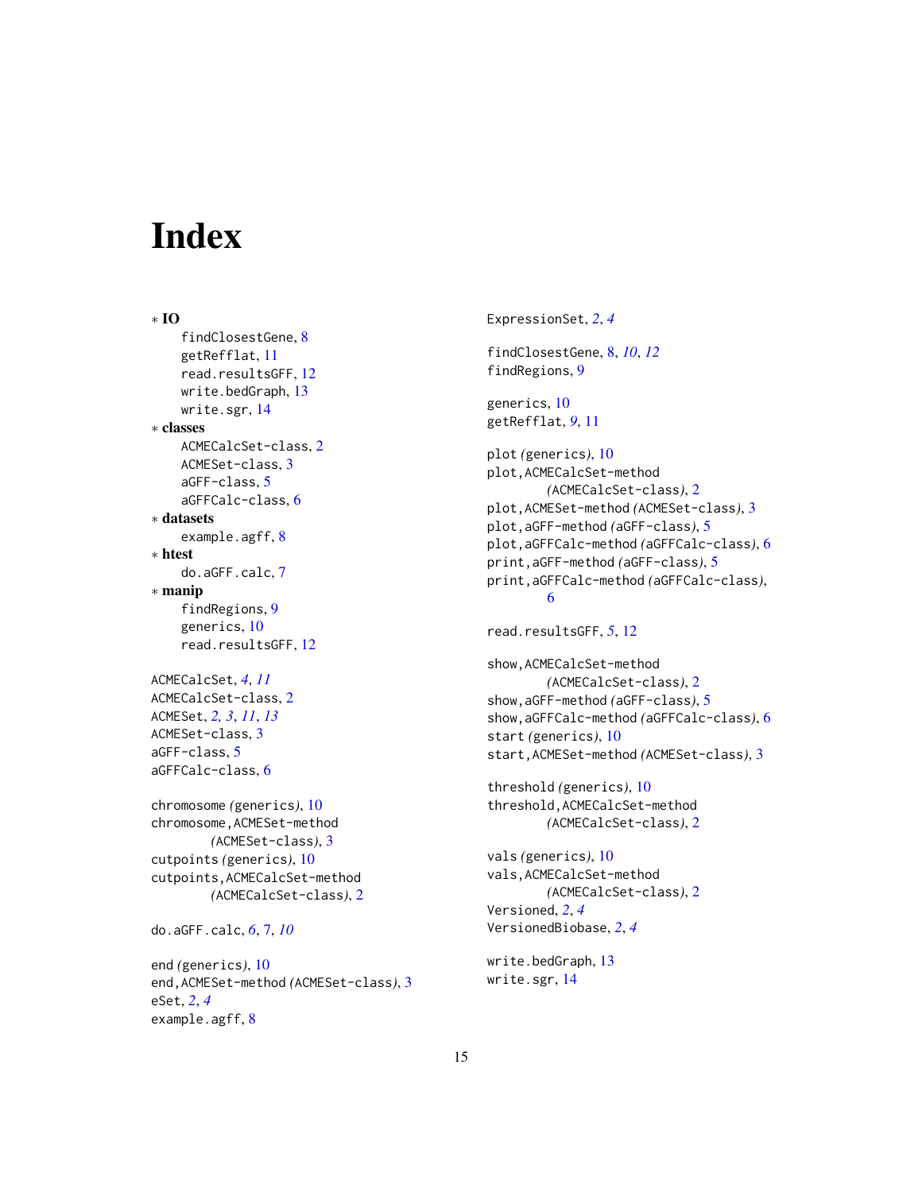# Index

∗ **IO**

findClosestGene, 8
getRefflat, 11
read.resultsGFF, 12
write.bedGraph, 13
write.sgr, 14

∗ **classes**

ACMECalcSet-class, 2
ACMESet-class, 3
aGFF-class, 5
aGFFCalc-class, 6

∗ **datasets**

example.agff, 8

∗ **htest**

do.aGFF.calc, 7

∗ **manip**

findRegions, 9
generics, 10
read.resultsGFF, 12

ACMECalcSet, *4*, *11*
ACMECalcSet-class, 2
ACMESet, *2, 3*, *11*, *13*
ACMESet-class, 3
aGFF-class, 5
aGFFCalc-class, 6

chromosome *(generics)*, 10
chromosome,ACMESet-method *(ACMESet-class)*, 3
cutpoints *(generics)*, 10
cutpoints,ACMECalcSet-method *(ACMECalcSet-class)*, 2

do.aGFF.calc, *6*, 7, *10*

end *(generics)*, 10
end,ACMESet-method *(ACMESet-class)*, 3
eSet, *2*, *4*
example.agff, 8

ExpressionSet, *2*, *4*

findClosestGene, 8, *10*, *12*
findRegions, 9

generics, 10
getRefflat, *9*, 11

plot *(generics)*, 10
plot,ACMECalcSet-method *(ACMECalcSet-class)*, 2
plot,ACMESet-method *(ACMESet-class)*, 3
plot,aGFF-method *(aGFF-class)*, 5
plot,aGFFCalc-method *(aGFFCalc-class)*, 6
print,aGFF-method *(aGFF-class)*, 5
print,aGFFCalc-method *(aGFFCalc-class)*, 6

read.resultsGFF, *5*, 12

show,ACMECalcSet-method *(ACMECalcSet-class)*, 2
show,aGFF-method *(aGFF-class)*, 5
show,aGFFCalc-method *(aGFFCalc-class)*, 6
start *(generics)*, 10
start,ACMESet-method *(ACMESet-class)*, 3

threshold *(generics)*, 10
threshold,ACMECalcSet-method *(ACMECalcSet-class)*, 2

vals *(generics)*, 10
vals,ACMECalcSet-method *(ACMECalcSet-class)*, 2
Versioned, *2*, *4*
VersionedBiobase, *2*, *4*

write.bedGraph, 13
write.sgr, 14